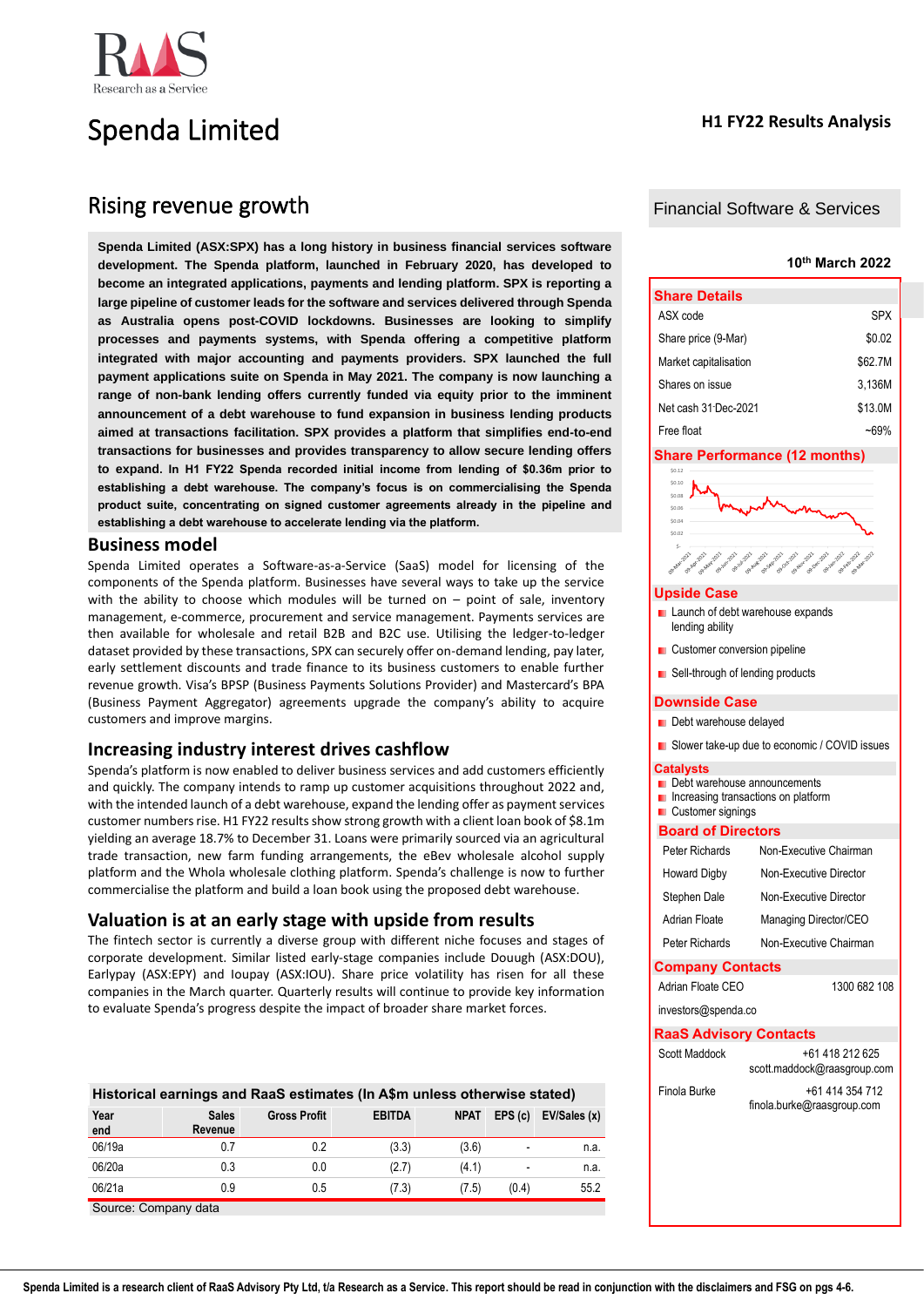# Spenda Limited

**H1 FY22 Results Analysis**

## Rising revenue growth

**Spenda Limited (ASX:SPX) has a long history in business financial services software development. The Spenda platform, launched in February 2020, has developed to become an integrated applications, payments and lending platform. SPX is reporting a large pipeline of customer leads for the software and services delivered through Spenda as Australia opens post-COVID lockdowns. Businesses are looking to simplify processes and payments systems, with Spenda offering a competitive platform integrated with major accounting and payments providers. SPX launched the full payment applications suite on Spenda in May 2021. The company is now launching a range of non-bank lending offers currently funded via equity prior to the imminent announcement of a debt warehouse to fund expansion in business lending products aimed at transactions facilitation. SPX provides a platform that simplifies end-to-end transactions for businesses and provides transparency to allow secure lending offers to expand. In H1 FY22 Spenda recorded initial income from lending of $0.36m prior to establishing a debt warehouse. The company's focus is on commercialising the Spenda product suite, concentrating on signed customer agreements already in the pipeline and establishing a debt warehouse to accelerate lending via the platform.**

## Business model

Spenda Limited operates a Software-as-a-Service (SaaS) model for licensing of the components of the Spenda platform. Businesses have several ways to take up the service with the ability to choose which modules will be turned on – point of sale, inventory management, e-commerce, procurement and service management. Payments services are then available for wholesale and retail B2B and B2C use. Utilising the ledger-to-ledger dataset provided by these transactions, SPX can securely offer on-demand lending, pay later, early settlement discounts and trade finance to its business customers to enable further revenue growth. Visa's BPSP (Business Payments Solutions Provider) and Mastercard's BPA (Business Payment Aggregator) agreements upgrade the company's ability to acquire customers and improve margins.

## Increasing industry interest drives cashflow

Spenda's platform is now enabled to deliver business services and add customers efficiently and quickly. The company intends to ramp up customer acquisitions throughout 2022 and, with the intended launch of a debt warehouse, expand the lending offer as payment services customer numbers rise. H1 FY22 results show strong growth with a client loan book of $8.1m yielding an average 18.7% to December 31. Loans were primarily sourced via an agricultural trade transaction, new farm funding arrangements, the eBev wholesale alcohol supply platform and the Whola wholesale clothing platform. Spenda's challenge is now to further commercialise the platform and build a loan book using the proposed debt warehouse.

## Valuation is at an early stage with upside from results

The fintech sector is currently a diverse group with different niche focuses and stages of corporate development. Similar listed early-stage companies include Douugh (ASX:DOU), Earlypay (ASX:EPY) and Ioupay (ASX:IOU). Share price volatility has risen for all these companies in the March quarter. Quarterly results will continue to provide key information to evaluate Spenda's progress despite the impact of broader share market forces.

**Historical earnings and RaaS estimates (In A$m unless otherwise stated)**

| Year end | Sales Revenue | Gross Profit | EBITDA | NPAT | EPS (c) | EV/Sales (x) |
|---|---|---|---|---|---|---|
| 06/19a | 0.7 | 0.2 | (3.3) | (3.6) | - | n.a. |
| 06/20a | 0.3 | 0.0 | (2.7) | (4.1) | - | n.a. |
| 06/21a | 0.9 | 0.5 | (7.3) | (7.5) | (0.4) | 55.2 |

Source: Company data

---

Financial Software & Services

10th March 2022

### Share Details

| | |
|---|---|
| ASX code | SPX |
| Share price (9-Mar) | $0.02 |
| Market capitalisation | $62.7M |
| Shares on issue | 3,136M |
| Net cash 31-Dec-2021 | $13.0M |
| Free float | ~69% |

### Share Performance (12 months)

### Upside Case

- Launch of debt warehouse expands lending ability
- Customer conversion pipeline
- Sell-through of lending products

### Downside Case

- Debt warehouse delayed
- Slower take-up due to economic / COVID issues

### Catalysts

- Debt warehouse announcements
- Increasing transactions on platform
- Customer signings

### Board of Directors

| | |
|---|---|
| Peter Richards | Non-Executive Chairman |
| Howard Digby | Non-Executive Director |
| Stephen Dale | Non-Executive Director |
| Adrian Floate | Managing Director/CEO |
| Peter Richards | Non-Executive Chairman |

### Company Contacts

Adrian Floate CEO 1300 682 108

investors@spenda.co

### RaaS Advisory Contacts

Scott Maddock +61 418 212 625 scott.maddock@raasgroup.com

Finola Burke +61 414 354 712 finola.burke@raasgroup.com

**Spenda Limited is a research client of RaaS Advisory Pty Ltd, t/a Research as a Service. This report should be read in conjunction with the disclaimers and FSG on pgs 4-6.**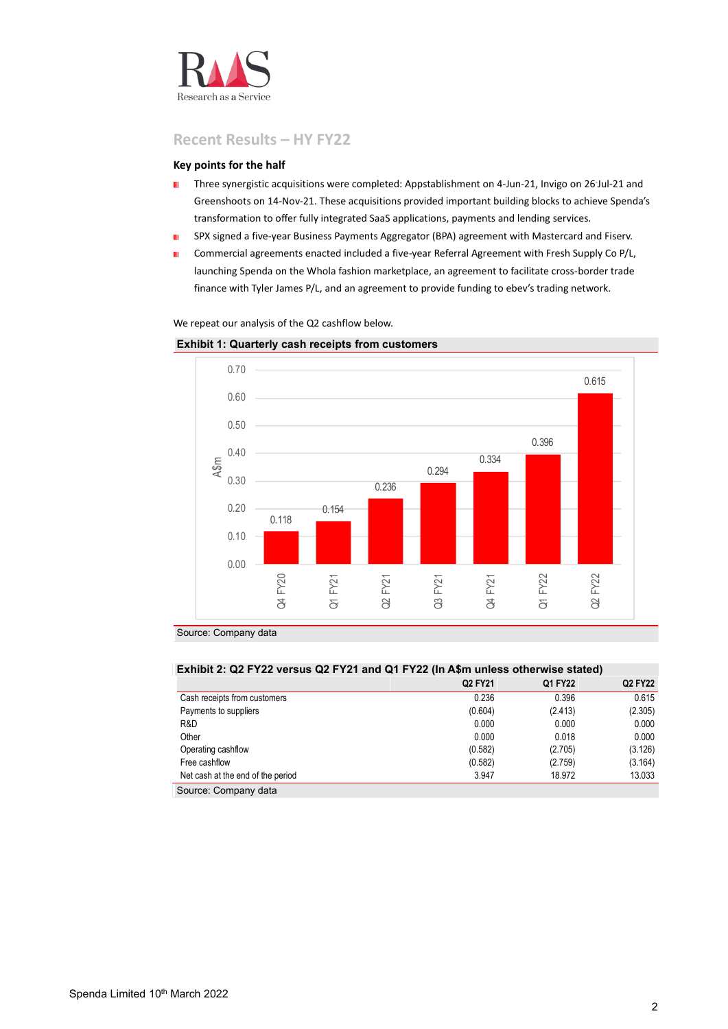## Recent Results – HY FY22

### Key points for the half

- Three synergistic acquisitions were completed: Appstablishment on 4-Jun-21, Invigo on 26-Jul-21 and Greenshoots on 14-Nov-21. These acquisitions provided important building blocks to achieve Spenda's transformation to offer fully integrated SaaS applications, payments and lending services.
- SPX signed a five-year Business Payments Aggregator (BPA) agreement with Mastercard and Fiserv.
- Commercial agreements enacted included a five-year Referral Agreement with Fresh Supply Co P/L, launching Spenda on the Whola fashion marketplace, an agreement to facilitate cross-border trade finance with Tyler James P/L, and an agreement to provide funding to ebev's trading network.

We repeat our analysis of the Q2 cashflow below.

**Exhibit 1: Quarterly cash receipts from customers**

| Quarter | A$m |
|---|---|
| Q4 FY20 | 0.118 |
| Q1 FY21 | 0.154 |
| Q2 FY21 | 0.236 |
| Q3 FY21 | 0.294 |
| Q4 FY21 | 0.334 |
| Q1 FY22 | 0.396 |
| Q2 FY22 | 0.615 |

Source: Company data

**Exhibit 2: Q2 FY22 versus Q2 FY21 and Q1 FY22 (In A$m unless otherwise stated)**

| | Q2 FY21 | Q1 FY22 | Q2 FY22 |
|---|---|---|---|
| Cash receipts from customers | 0.236 | 0.396 | 0.615 |
| Payments to suppliers | (0.604) | (2.413) | (2.305) |
| R&D | 0.000 | 0.000 | 0.000 |
| Other | 0.000 | 0.018 | 0.000 |
| Operating cashflow | (0.582) | (2.705) | (3.126) |
| Free cashflow | (0.582) | (2.759) | (3.164) |
| Net cash at the end of the period | 3.947 | 18.972 | 13.033 |

Source: Company data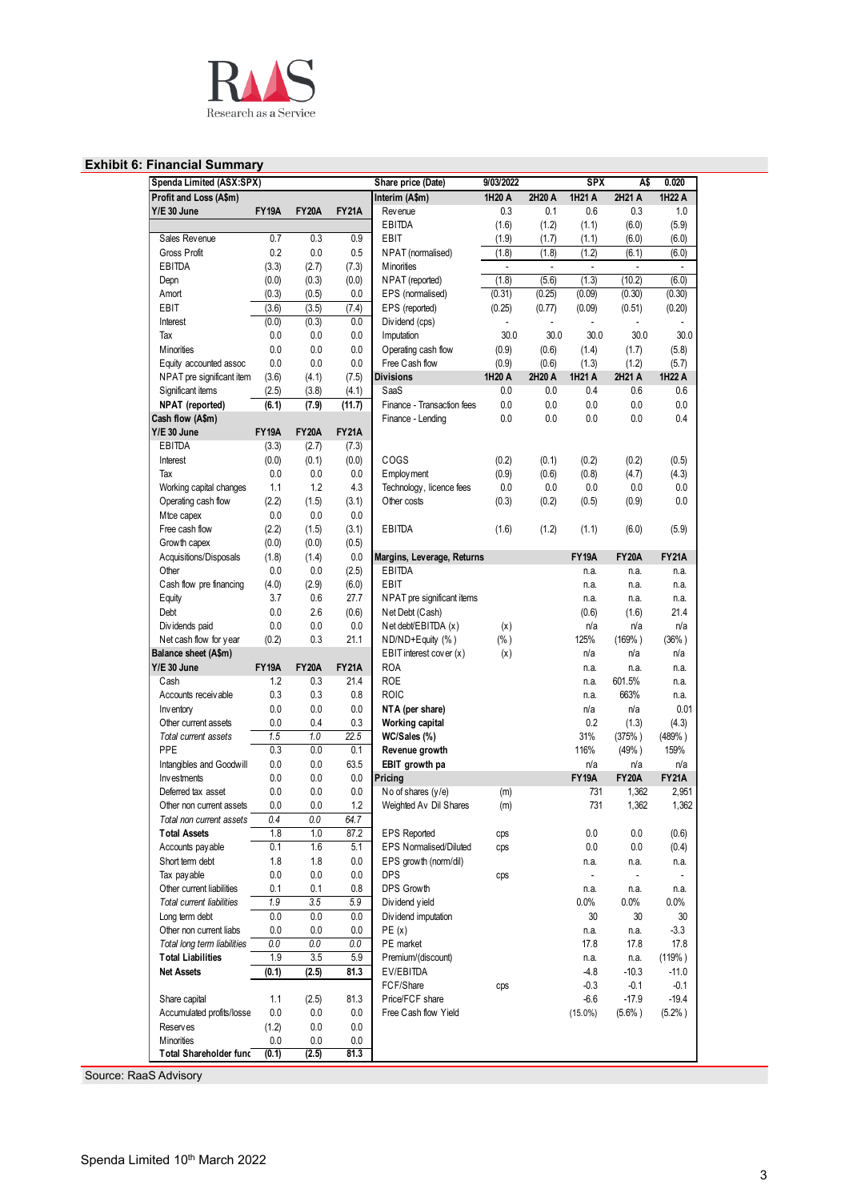## Exhibit 6: Financial Summary

| Spenda Limited (ASX:SPX) | | | | Share price (Date) | 9/03/2022 | | SPX | A$ | 0.020 |
|---|---|---|---|---|---|---|---|---|---|
| **Profit and Loss (A$m)** | | | | **Interim (A$m)** | **1H20 A** | **2H20 A** | **1H21 A** | **2H21 A** | **1H22 A** |
| **Y/E 30 June** | **FY19A** | **FY20A** | **FY21A** | Revenue | 0.3 | 0.1 | 0.6 | 0.3 | 1.0 |
| | | | | EBITDA | (1.6) | (1.2) | (1.1) | (6.0) | (5.9) |
| Sales Revenue | 0.7 | 0.3 | 0.9 | EBIT | (1.9) | (1.7) | (1.1) | (6.0) | (6.0) |
| Gross Profit | 0.2 | 0.0 | 0.5 | NPAT (normalised) | (1.8) | (1.8) | (1.2) | (6.1) | (6.0) |
| EBITDA | (3.3) | (2.7) | (7.3) | Minorities | - | - | - | - | - |
| Depn | (0.0) | (0.3) | (0.0) | NPAT (reported) | (1.8) | (5.6) | (1.3) | (10.2) | (6.0) |
| Amort | (0.3) | (0.5) | 0.0 | EPS (normalised) | (0.31) | (0.25) | (0.09) | (0.30) | (0.30) |
| EBIT | (3.6) | (3.5) | (7.4) | EPS (reported) | (0.25) | (0.77) | (0.09) | (0.51) | (0.20) |
| Interest | (0.0) | (0.3) | 0.0 | Dividend (cps) | - | - | - | - | - |
| Tax | 0.0 | 0.0 | 0.0 | Imputation | 30.0 | 30.0 | 30.0 | 30.0 | 30.0 |
| Minorities | 0.0 | 0.0 | 0.0 | Operating cash flow | (0.9) | (0.6) | (1.4) | (1.7) | (5.8) |
| Equity accounted assoc | 0.0 | 0.0 | 0.0 | Free Cash flow | (0.9) | (0.6) | (1.3) | (1.2) | (5.7) |
| NPAT pre significant item | (3.6) | (4.1) | (7.5) | **Divisions** | **1H20 A** | **2H20 A** | **1H21 A** | **2H21 A** | **1H22 A** |
| Significant items | (2.5) | (3.8) | (4.1) | SaaS | 0.0 | 0.0 | 0.4 | 0.6 | 0.6 |
| **NPAT (reported)** | **(6.1)** | **(7.9)** | **(11.7)** | Finance - Transaction fees | 0.0 | 0.0 | 0.0 | 0.0 | 0.0 |
| **Cash flow (A$m)** | | | | Finance - Lending | 0.0 | 0.0 | 0.0 | 0.0 | 0.4 |
| **Y/E 30 June** | **FY19A** | **FY20A** | **FY21A** | | | | | | |
| EBITDA | (3.3) | (2.7) | (7.3) | | | | | | |
| Interest | (0.0) | (0.1) | (0.0) | COGS | (0.2) | (0.1) | (0.2) | (0.2) | (0.5) |
| Tax | 0.0 | 0.0 | 0.0 | Employment | (0.9) | (0.6) | (0.8) | (4.7) | (4.3) |
| Working capital changes | 1.1 | 1.2 | 4.3 | Technology, licence fees | 0.0 | 0.0 | 0.0 | 0.0 | 0.0 |
| Operating cash flow | (2.2) | (1.5) | (3.1) | Other costs | (0.3) | (0.2) | (0.5) | (0.9) | 0.0 |
| Mtce capex | 0.0 | 0.0 | 0.0 | | | | | | |
| Free cash flow | (2.2) | (1.5) | (3.1) | EBITDA | (1.6) | (1.2) | (1.1) | (6.0) | (5.9) |
| Growth capex | (0.0) | (0.0) | (0.5) | | | | | | |
| Acquisitions/Disposals | (1.8) | (1.4) | 0.0 | **Margins, Leverage, Returns** | | | **FY19A** | **FY20A** | **FY21A** |
| Other | 0.0 | 0.0 | (2.5) | EBITDA | | | n.a. | n.a. | n.a. |
| Cash flow pre financing | (4.0) | (2.9) | (6.0) | EBIT | | | n.a. | n.a. | n.a. |
| Equity | 3.7 | 0.6 | 27.7 | NPAT pre significant items | | | n.a. | n.a. | n.a. |
| Debt | 0.0 | 2.6 | (0.6) | Net Debt (Cash) | | | (0.6) | (1.6) | 21.4 |
| Dividends paid | 0.0 | 0.0 | 0.0 | Net debt/EBITDA (x) | (x) | | n/a | n/a | n/a |
| Net cash flow for year | (0.2) | 0.3 | 21.1 | ND/ND+Equity (%) | (%) | | 125% | (169%) | (36%) |
| **Balance sheet (A$m)** | | | | EBIT interest cover (x) | (x) | | n/a | n/a | n/a |
| **Y/E 30 June** | **FY19A** | **FY20A** | **FY21A** | ROA | | | n.a. | n.a. | n.a. |
| Cash | 1.2 | 0.3 | 21.4 | ROE | | | n.a. | 601.5% | n.a. |
| Accounts receivable | 0.3 | 0.3 | 0.8 | ROIC | | | n.a. | 663% | n.a. |
| Inventory | 0.0 | 0.0 | 0.0 | **NTA (per share)** | | | n/a | n/a | 0.01 |
| Other current assets | 0.0 | 0.4 | 0.3 | **Working capital** | | | 0.2 | (1.3) | (4.3) |
| *Total current assets* | *1.5* | *1.0* | *22.5* | **WC/Sales (%)** | | | 31% | (375%) | (489%) |
| PPE | 0.3 | 0.0 | 0.1 | **Revenue growth** | | | 116% | (49%) | 159% |
| Intangibles and Goodwill | 0.0 | 0.0 | 63.5 | **EBIT growth pa** | | | n/a | n/a | n/a |
| Investments | 0.0 | 0.0 | 0.0 | **Pricing** | | | **FY19A** | **FY20A** | **FY21A** |
| Deferred tax asset | 0.0 | 0.0 | 0.0 | No of shares (y/e) | (m) | | 731 | 1,362 | 2,951 |
| Other non current assets | 0.0 | 0.0 | 1.2 | Weighted Av Dil Shares | (m) | | 731 | 1,362 | 1,362 |
| *Total non current assets* | *0.4* | *0.0* | *64.7* | | | | | | |
| **Total Assets** | **1.8** | **1.0** | **87.2** | EPS Reported | cps | | 0.0 | 0.0 | (0.6) |
| Accounts payable | 0.1 | 1.6 | 5.1 | EPS Normalised/Diluted | cps | | 0.0 | 0.0 | (0.4) |
| Short term debt | 1.8 | 1.8 | 0.0 | EPS growth (norm/dil) | | | n.a. | n.a. | n.a. |
| Tax payable | 0.0 | 0.0 | 0.0 | DPS | cps | | - | - | - |
| Other current liabilities | 0.1 | 0.1 | 0.8 | DPS Growth | | | n.a. | n.a. | n.a. |
| *Total current liabilities* | *1.9* | *3.5* | *5.9* | Dividend yield | | | 0.0% | 0.0% | 0.0% |
| Long term debt | 0.0 | 0.0 | 0.0 | Dividend imputation | | | 30 | 30 | 30 |
| Other non current liabs | 0.0 | 0.0 | 0.0 | PE (x) | | | n.a. | n.a. | -3.3 |
| *Total long term liabilities* | *0.0* | *0.0* | *0.0* | PE market | | | 17.8 | 17.8 | 17.8 |
| **Total Liabilities** | **1.9** | **3.5** | **5.9** | Premium/(discount) | | | n.a. | n.a. | (119%) |
| **Net Assets** | **(0.1)** | **(2.5)** | **81.3** | EV/EBITDA | | | -4.8 | -10.3 | -11.0 |
| | | | | FCF/Share | cps | | -0.3 | -0.1 | -0.1 |
| Share capital | 1.1 | (2.5) | 81.3 | Price/FCF share | | | -6.6 | -17.9 | -19.4 |
| Accumulated profits/losse | 0.0 | 0.0 | 0.0 | Free Cash flow Yield | | | (15.0%) | (5.6%) | (5.2%) |
| Reserves | (1.2) | 0.0 | 0.0 | | | | | | |
| Minorities | 0.0 | 0.0 | 0.0 | | | | | | |
| **Total Shareholder func** | **(0.1)** | **(2.5)** | **81.3** | | | | | | |

Source: RaaS Advisory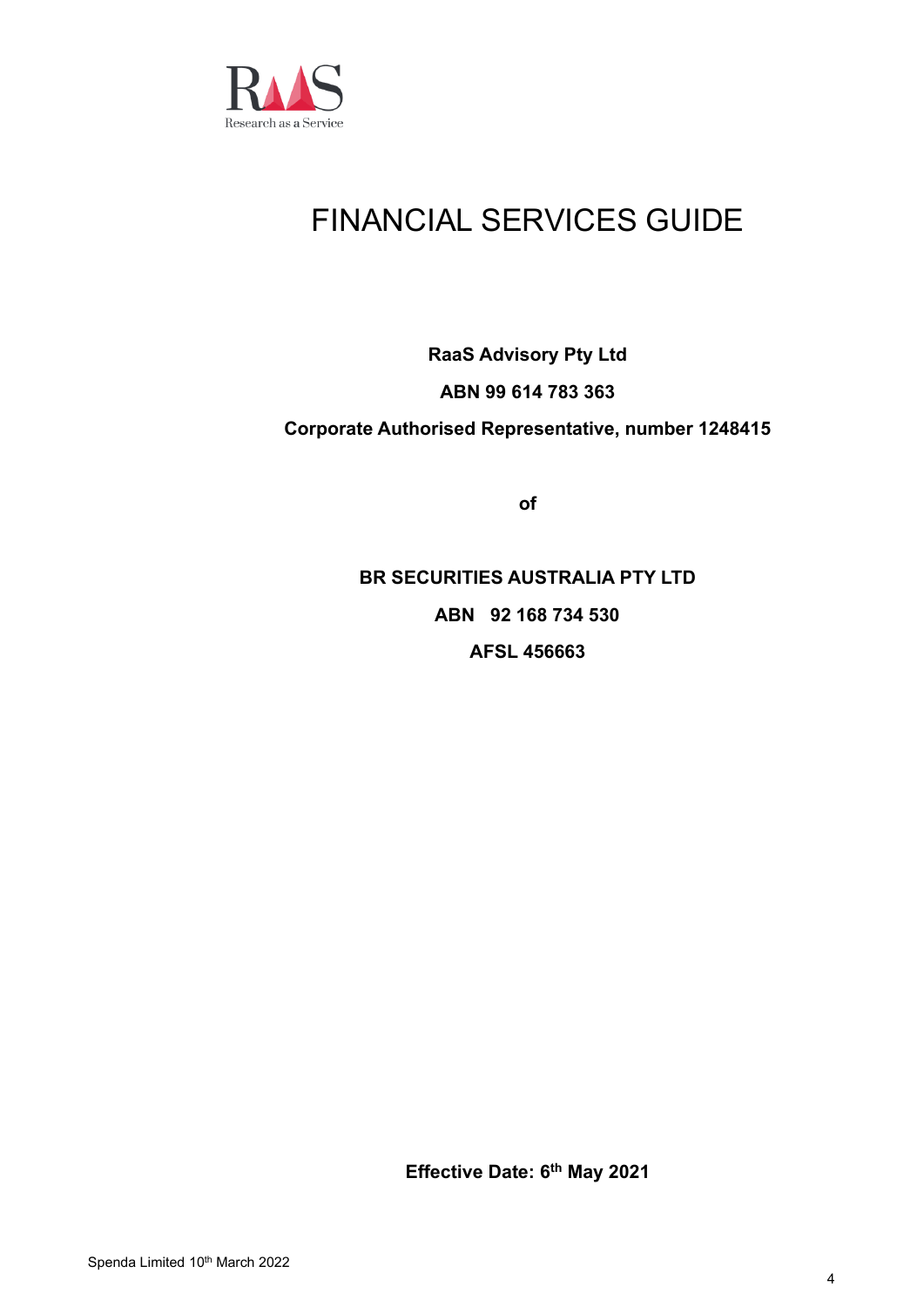# FINANCIAL SERVICES GUIDE

**RaaS Advisory Pty Ltd**

**ABN 99 614 783 363**

**Corporate Authorised Representative, number 1248415**

**of**

**BR SECURITIES AUSTRALIA PTY LTD**

**ABN 92 168 734 530**

**AFSL 456663**

**Effective Date: 6th May 2021**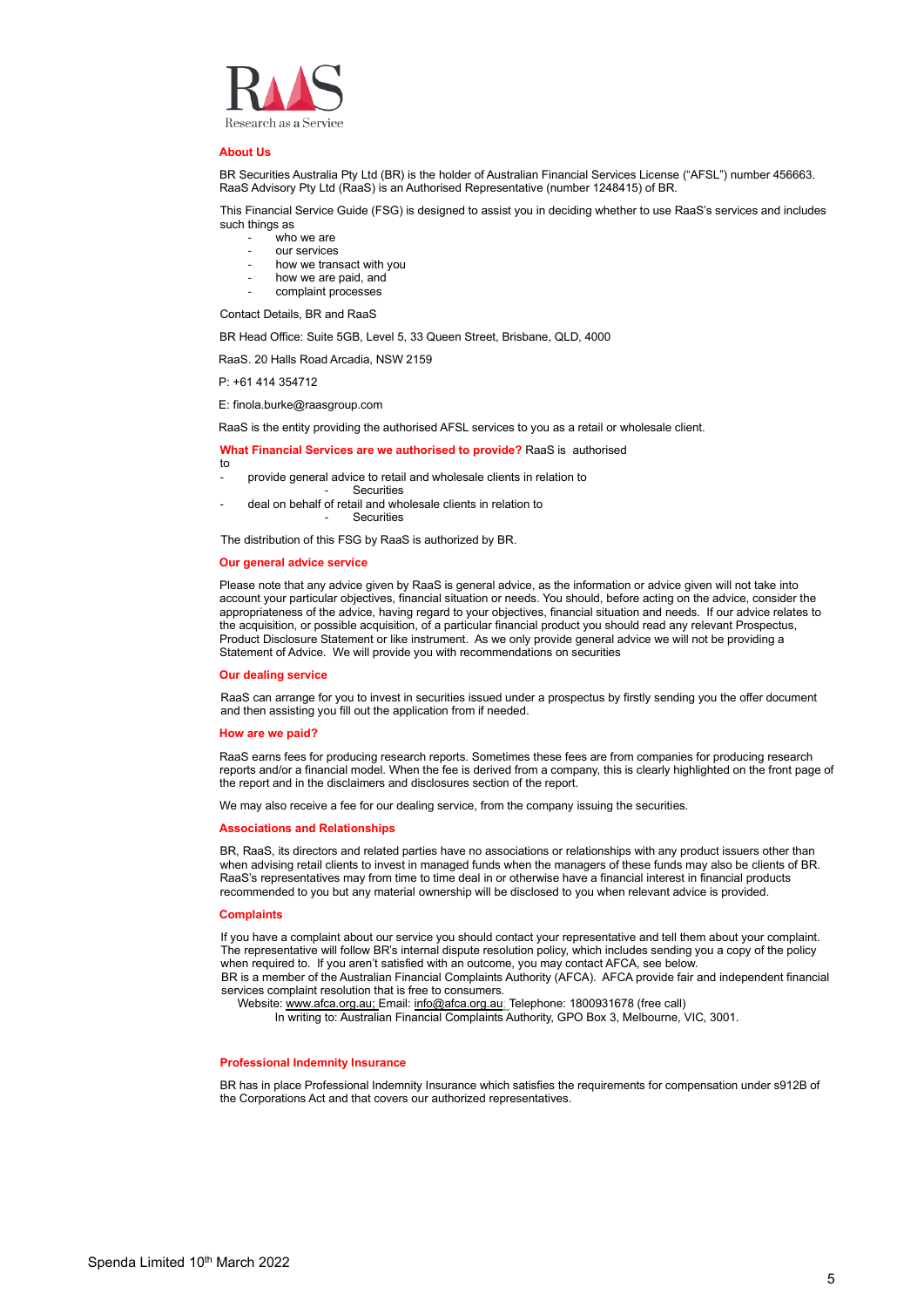RAAS
Research as a Service

## About Us

BR Securities Australia Pty Ltd (BR) is the holder of Australian Financial Services License ("AFSL") number 456663. RaaS Advisory Pty Ltd (RaaS) is an Authorised Representative (number 1248415) of BR.

This Financial Service Guide (FSG) is designed to assist you in deciding whether to use RaaS's services and includes such things as

- who we are
- our services
- how we transact with you
- how we are paid, and
- complaint processes

Contact Details, BR and RaaS

BR Head Office: Suite 5GB, Level 5, 33 Queen Street, Brisbane, QLD, 4000

RaaS. 20 Halls Road Arcadia, NSW 2159

P: +61 414 354712

E: finola.burke@raasgroup.com

RaaS is the entity providing the authorised AFSL services to you as a retail or wholesale client.

**What Financial Services are we authorised to provide?** RaaS is authorised to

- provide general advice to retail and wholesale clients in relation to
  - Securities
- deal on behalf of retail and wholesale clients in relation to
  - Securities

The distribution of this FSG by RaaS is authorized by BR.

## Our general advice service

Please note that any advice given by RaaS is general advice, as the information or advice given will not take into account your particular objectives, financial situation or needs. You should, before acting on the advice, consider the appropriateness of the advice, having regard to your objectives, financial situation and needs. If our advice relates to the acquisition, or possible acquisition, of a particular financial product you should read any relevant Prospectus, Product Disclosure Statement or like instrument. As we only provide general advice we will not be providing a Statement of Advice. We will provide you with recommendations on securities

## Our dealing service

RaaS can arrange for you to invest in securities issued under a prospectus by firstly sending you the offer document and then assisting you fill out the application from if needed.

## How are we paid?

RaaS earns fees for producing research reports. Sometimes these fees are from companies for producing research reports and/or a financial model. When the fee is derived from a company, this is clearly highlighted on the front page of the report and in the disclaimers and disclosures section of the report.

We may also receive a fee for our dealing service, from the company issuing the securities.

## Associations and Relationships

BR, RaaS, its directors and related parties have no associations or relationships with any product issuers other than when advising retail clients to invest in managed funds when the managers of these funds may also be clients of BR. RaaS's representatives may from time to time deal in or otherwise have a financial interest in financial products recommended to you but any material ownership will be disclosed to you when relevant advice is provided.

## Complaints

If you have a complaint about our service you should contact your representative and tell them about your complaint. The representative will follow BR's internal dispute resolution policy, which includes sending you a copy of the policy when required to. If you aren't satisfied with an outcome, you may contact AFCA, see below.
BR is a member of the Australian Financial Complaints Authority (AFCA). AFCA provide fair and independent financial services complaint resolution that is free to consumers.
Website: www.afca.org.au; Email: info@afca.org.au; Telephone: 1800931678 (free call)
In writing to: Australian Financial Complaints Authority, GPO Box 3, Melbourne, VIC, 3001.

## Professional Indemnity Insurance

BR has in place Professional Indemnity Insurance which satisfies the requirements for compensation under s912B of the Corporations Act and that covers our authorized representatives.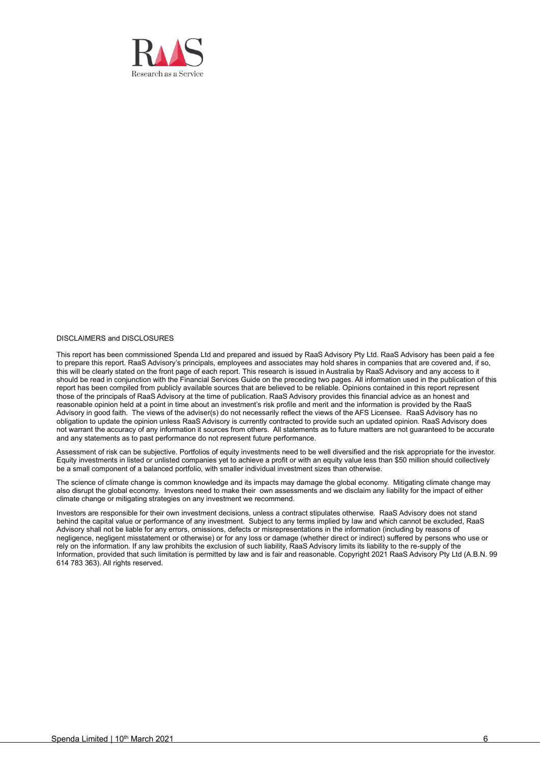DISCLAIMERS and DISCLOSURES

This report has been commissioned Spenda Ltd and prepared and issued by RaaS Advisory Pty Ltd. RaaS Advisory has been paid a fee to prepare this report. RaaS Advisory's principals, employees and associates may hold shares in companies that are covered and, if so, this will be clearly stated on the front page of each report. This research is issued in Australia by RaaS Advisory and any access to it should be read in conjunction with the Financial Services Guide on the preceding two pages. All information used in the publication of this report has been compiled from publicly available sources that are believed to be reliable. Opinions contained in this report represent those of the principals of RaaS Advisory at the time of publication. RaaS Advisory provides this financial advice as an honest and reasonable opinion held at a point in time about an investment's risk profile and merit and the information is provided by the RaaS Advisory in good faith. The views of the adviser(s) do not necessarily reflect the views of the AFS Licensee. RaaS Advisory has no obligation to update the opinion unless RaaS Advisory is currently contracted to provide such an updated opinion. RaaS Advisory does not warrant the accuracy of any information it sources from others. All statements as to future matters are not guaranteed to be accurate and any statements as to past performance do not represent future performance.

Assessment of risk can be subjective. Portfolios of equity investments need to be well diversified and the risk appropriate for the investor. Equity investments in listed or unlisted companies yet to achieve a profit or with an equity value less than $50 million should collectively be a small component of a balanced portfolio, with smaller individual investment sizes than otherwise.

The science of climate change is common knowledge and its impacts may damage the global economy. Mitigating climate change may also disrupt the global economy. Investors need to make their own assessments and we disclaim any liability for the impact of either climate change or mitigating strategies on any investment we recommend.

Investors are responsible for their own investment decisions, unless a contract stipulates otherwise. RaaS Advisory does not stand behind the capital value or performance of any investment. Subject to any terms implied by law and which cannot be excluded, RaaS Advisory shall not be liable for any errors, omissions, defects or misrepresentations in the information (including by reasons of negligence, negligent misstatement or otherwise) or for any loss or damage (whether direct or indirect) suffered by persons who use or rely on the information. If any law prohibits the exclusion of such liability, RaaS Advisory limits its liability to the re-supply of the Information, provided that such limitation is permitted by law and is fair and reasonable. Copyright 2021 RaaS Advisory Pty Ltd (A.B.N. 99 614 783 363). All rights reserved.